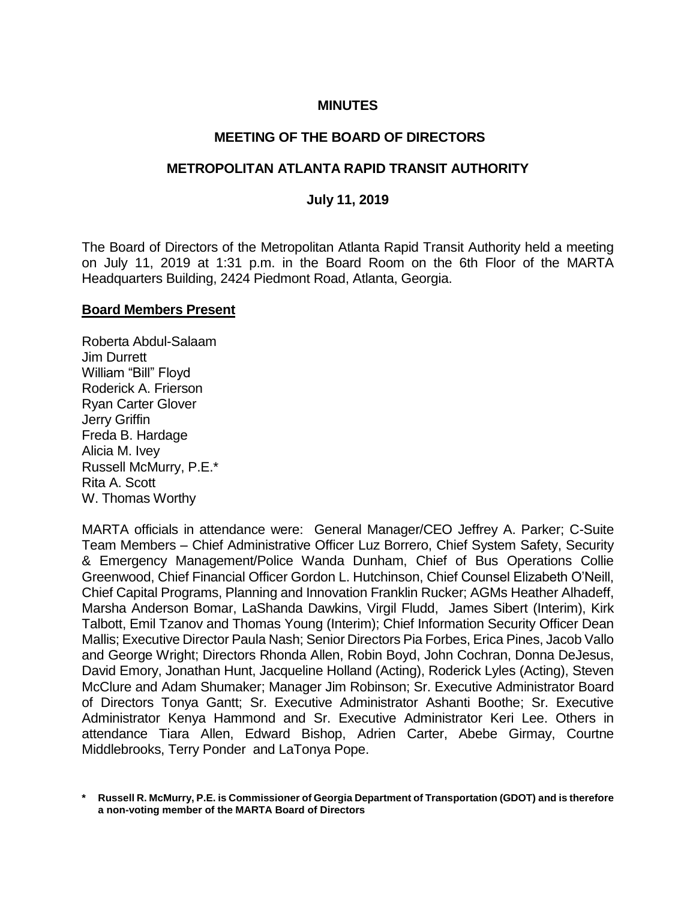**MINUTES**

**MEETING OF THE BOARD OF DIRECTORS**

**METROPOLITAN ATLANTA RAPID TRANSIT AUTHORITY**

**July 11, 2019**

The Board of Directors of the Metropolitan Atlanta Rapid Transit Authority held a meeting on July 11, 2019 at 1:31 p.m. in the Board Room on the 6th Floor of the MARTA Headquarters Building, 2424 Piedmont Road, Atlanta, Georgia.

**Board Members Present**

Roberta Abdul-Salaam
Jim Durrett
William "Bill" Floyd
Roderick A. Frierson
Ryan Carter Glover
Jerry Griffin
Freda B. Hardage
Alicia M. Ivey
Russell McMurry, P.E.*
Rita A. Scott
W. Thomas Worthy

MARTA officials in attendance were: General Manager/CEO Jeffrey A. Parker; C-Suite Team Members – Chief Administrative Officer Luz Borrero, Chief System Safety, Security & Emergency Management/Police Wanda Dunham, Chief of Bus Operations Collie Greenwood, Chief Financial Officer Gordon L. Hutchinson, Chief Counsel Elizabeth O'Neill, Chief Capital Programs, Planning and Innovation Franklin Rucker; AGMs Heather Alhadeff, Marsha Anderson Bomar, LaShanda Dawkins, Virgil Fludd, James Sibert (Interim), Kirk Talbott, Emil Tzanov and Thomas Young (Interim); Chief Information Security Officer Dean Mallis; Executive Director Paula Nash; Senior Directors Pia Forbes, Erica Pines, Jacob Vallo and George Wright; Directors Rhonda Allen, Robin Boyd, John Cochran, Donna DeJesus, David Emory, Jonathan Hunt, Jacqueline Holland (Acting), Roderick Lyles (Acting), Steven McClure and Adam Shumaker; Manager Jim Robinson; Sr. Executive Administrator Board of Directors Tonya Gantt; Sr. Executive Administrator Ashanti Boothe; Sr. Executive Administrator Kenya Hammond and Sr. Executive Administrator Keri Lee. Others in attendance Tiara Allen, Edward Bishop, Adrien Carter, Abebe Girmay, Courtne Middlebrooks, Terry Ponder and LaTonya Pope.

**\* Russell R. McMurry, P.E. is Commissioner of Georgia Department of Transportation (GDOT) and is therefore a non-voting member of the MARTA Board of Directors**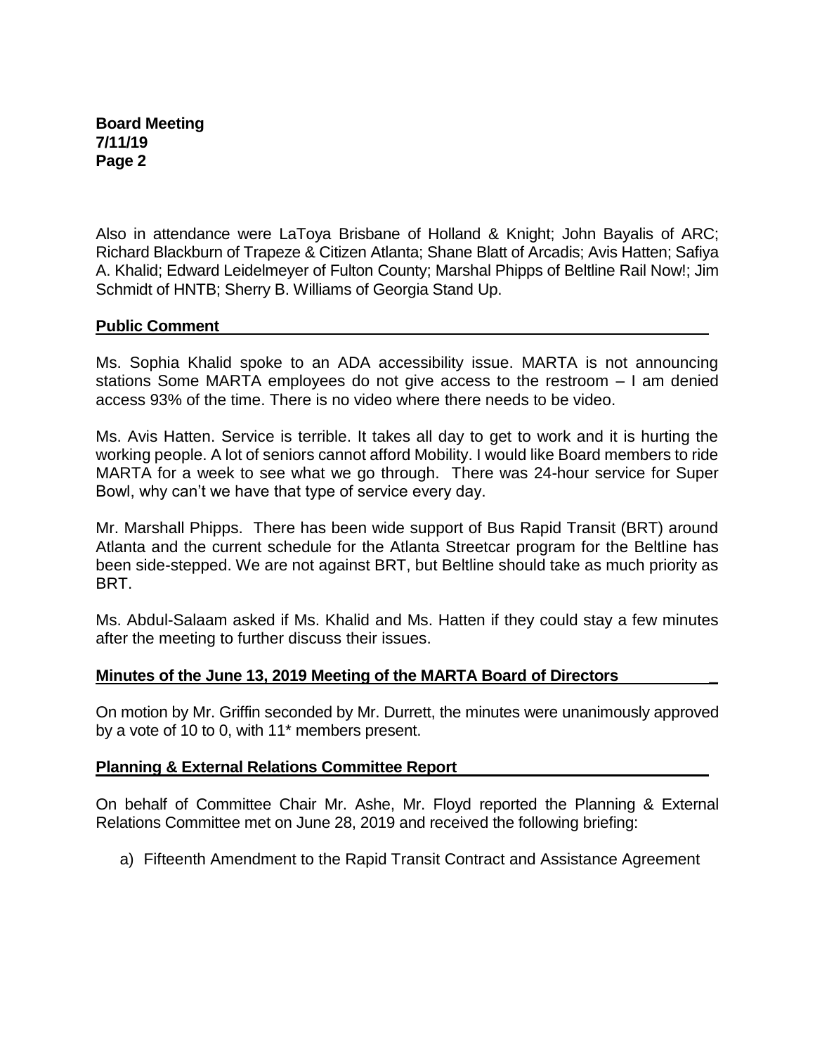Also in attendance were LaToya Brisbane of Holland & Knight; John Bayalis of ARC; Richard Blackburn of Trapeze & Citizen Atlanta; Shane Blatt of Arcadis; Avis Hatten; Safiya A. Khalid; Edward Leidelmeyer of Fulton County; Marshal Phipps of Beltline Rail Now!; Jim Schmidt of HNTB; Sherry B. Williams of Georgia Stand Up.

## Public Comment

Ms. Sophia Khalid spoke to an ADA accessibility issue. MARTA is not announcing stations Some MARTA employees do not give access to the restroom – I am denied access 93% of the time. There is no video where there needs to be video.

Ms. Avis Hatten. Service is terrible. It takes all day to get to work and it is hurting the working people. A lot of seniors cannot afford Mobility. I would like Board members to ride MARTA for a week to see what we go through. There was 24-hour service for Super Bowl, why can't we have that type of service every day.

Mr. Marshall Phipps. There has been wide support of Bus Rapid Transit (BRT) around Atlanta and the current schedule for the Atlanta Streetcar program for the Beltline has been side-stepped. We are not against BRT, but Beltline should take as much priority as BRT.

Ms. Abdul-Salaam asked if Ms. Khalid and Ms. Hatten if they could stay a few minutes after the meeting to further discuss their issues.

## Minutes of the June 13, 2019 Meeting of the MARTA Board of Directors

On motion by Mr. Griffin seconded by Mr. Durrett, the minutes were unanimously approved by a vote of 10 to 0, with 11* members present.

## Planning & External Relations Committee Report

On behalf of Committee Chair Mr. Ashe, Mr. Floyd reported the Planning & External Relations Committee met on June 28, 2019 and received the following briefing:

a) Fifteenth Amendment to the Rapid Transit Contract and Assistance Agreement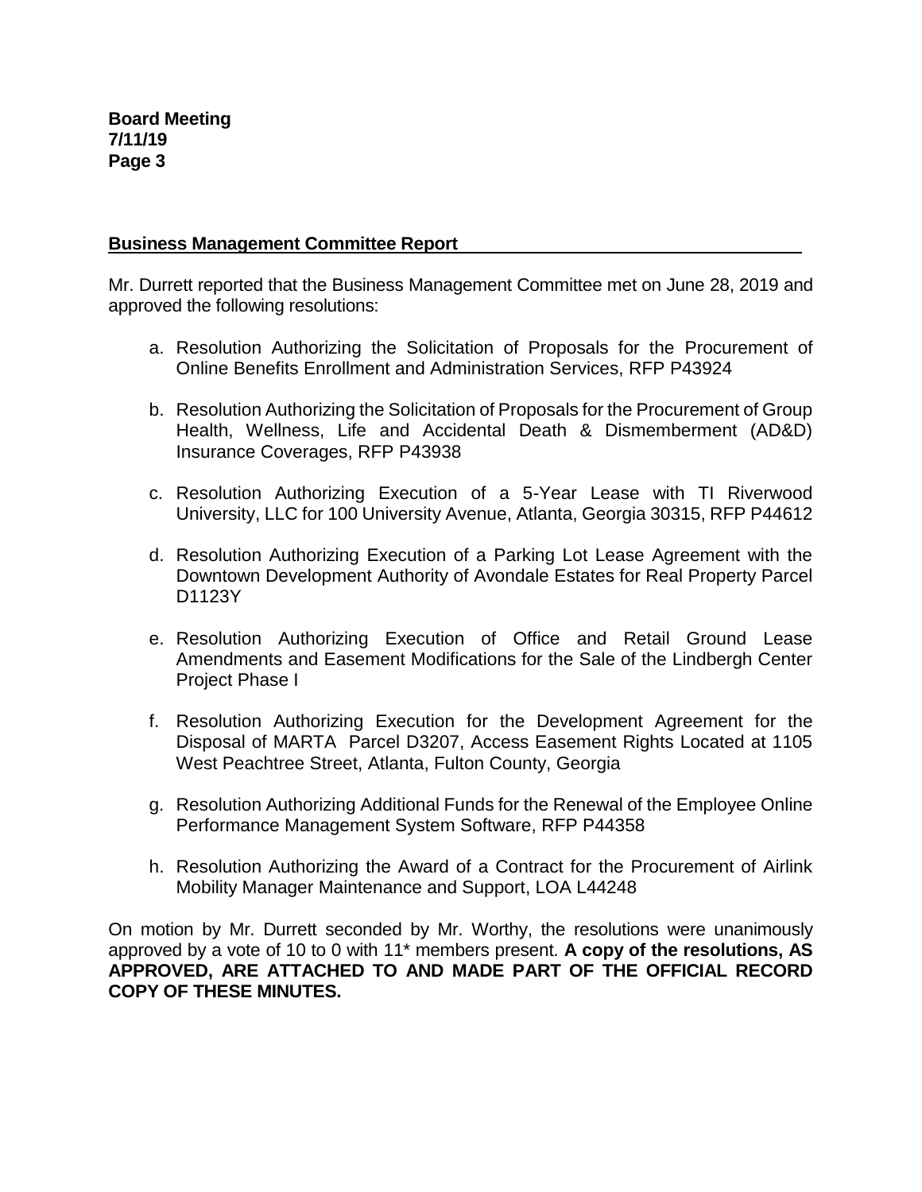## Business Management Committee Report

Mr. Durrett reported that the Business Management Committee met on June 28, 2019 and approved the following resolutions:

a. Resolution Authorizing the Solicitation of Proposals for the Procurement of Online Benefits Enrollment and Administration Services, RFP P43924

b. Resolution Authorizing the Solicitation of Proposals for the Procurement of Group Health, Wellness, Life and Accidental Death & Dismemberment (AD&D) Insurance Coverages, RFP P43938

c. Resolution Authorizing Execution of a 5-Year Lease with TI Riverwood University, LLC for 100 University Avenue, Atlanta, Georgia 30315, RFP P44612

d. Resolution Authorizing Execution of a Parking Lot Lease Agreement with the Downtown Development Authority of Avondale Estates for Real Property Parcel D1123Y

e. Resolution Authorizing Execution of Office and Retail Ground Lease Amendments and Easement Modifications for the Sale of the Lindbergh Center Project Phase I

f. Resolution Authorizing Execution for the Development Agreement for the Disposal of MARTA Parcel D3207, Access Easement Rights Located at 1105 West Peachtree Street, Atlanta, Fulton County, Georgia

g. Resolution Authorizing Additional Funds for the Renewal of the Employee Online Performance Management System Software, RFP P44358

h. Resolution Authorizing the Award of a Contract for the Procurement of Airlink Mobility Manager Maintenance and Support, LOA L44248

On motion by Mr. Durrett seconded by Mr. Worthy, the resolutions were unanimously approved by a vote of 10 to 0 with 11* members present. **A copy of the resolutions, AS APPROVED, ARE ATTACHED TO AND MADE PART OF THE OFFICIAL RECORD COPY OF THESE MINUTES.**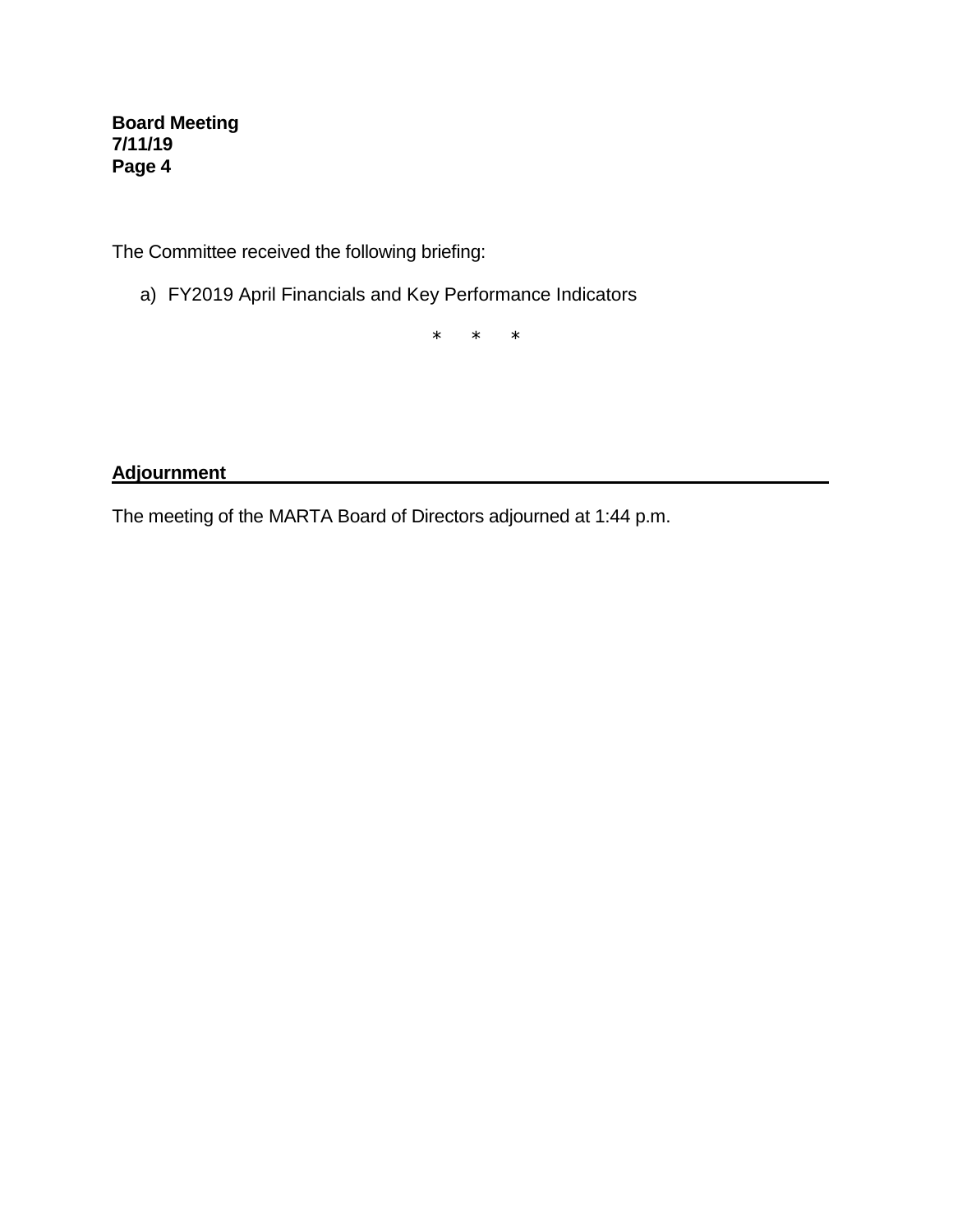The Committee received the following briefing:

a) FY2019 April Financials and Key Performance Indicators

\* \* \*

## Adjournment

The meeting of the MARTA Board of Directors adjourned at 1:44 p.m.